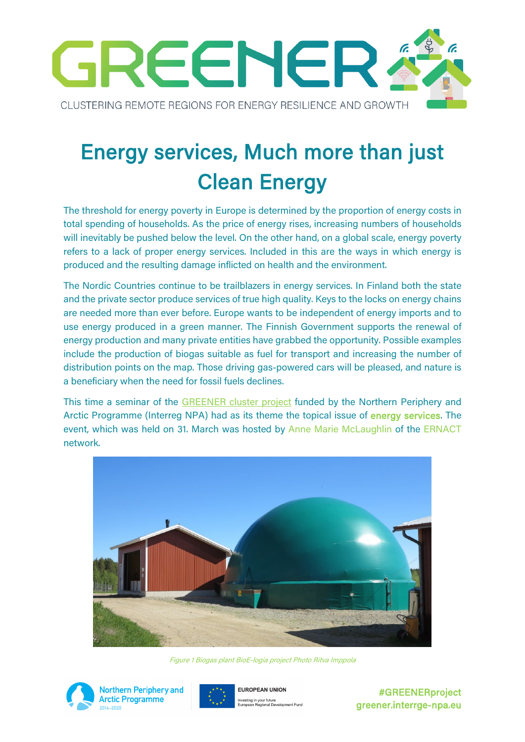# GREENER

CLUSTERING REMOTE REGIONS FOR ENERGY RESILIENCE AND GROWTH

# Energy services, Much more than just Clean Energy

The threshold for energy poverty in Europe is determined by the proportion of energy costs in total spending of households. As the price of energy rises, increasing numbers of households will inevitably be pushed below the level. On the other hand, on a global scale, energy poverty refers to a lack of proper energy services. Included in this are the ways in which energy is produced and the resulting damage inflicted on health and the environment.

The Nordic Countries continue to be trailblazers in energy services. In Finland both the state and the private sector produce services of true high quality. Keys to the locks on energy chains are needed more than ever before. Europe wants to be independent of energy imports and to use energy produced in a green manner. The Finnish Government supports the renewal of energy production and many private entities have grabbed the opportunity. Possible examples include the production of biogas suitable as fuel for transport and increasing the number of distribution points on the map. Those driving gas-powered cars will be pleased, and nature is a beneficiary when the need for fossil fuels declines.

This time a seminar of the GREENER cluster project funded by the Northern Periphery and Arctic Programme (Interreg NPA) had as its theme the topical issue of **energy services**. The event, which was held on 31. March was hosted by Anne Marie McLaughlin of the ERNACT network.

*Figure 1 Biogas plant BioE-logia project Photo Ritva Imppola*

Northern Periphery and Arctic Programme 2014–2020

EUROPEAN UNION
Investing in your future
European Regional Development Fund

#GREENERproject
greener.interrge-npa.eu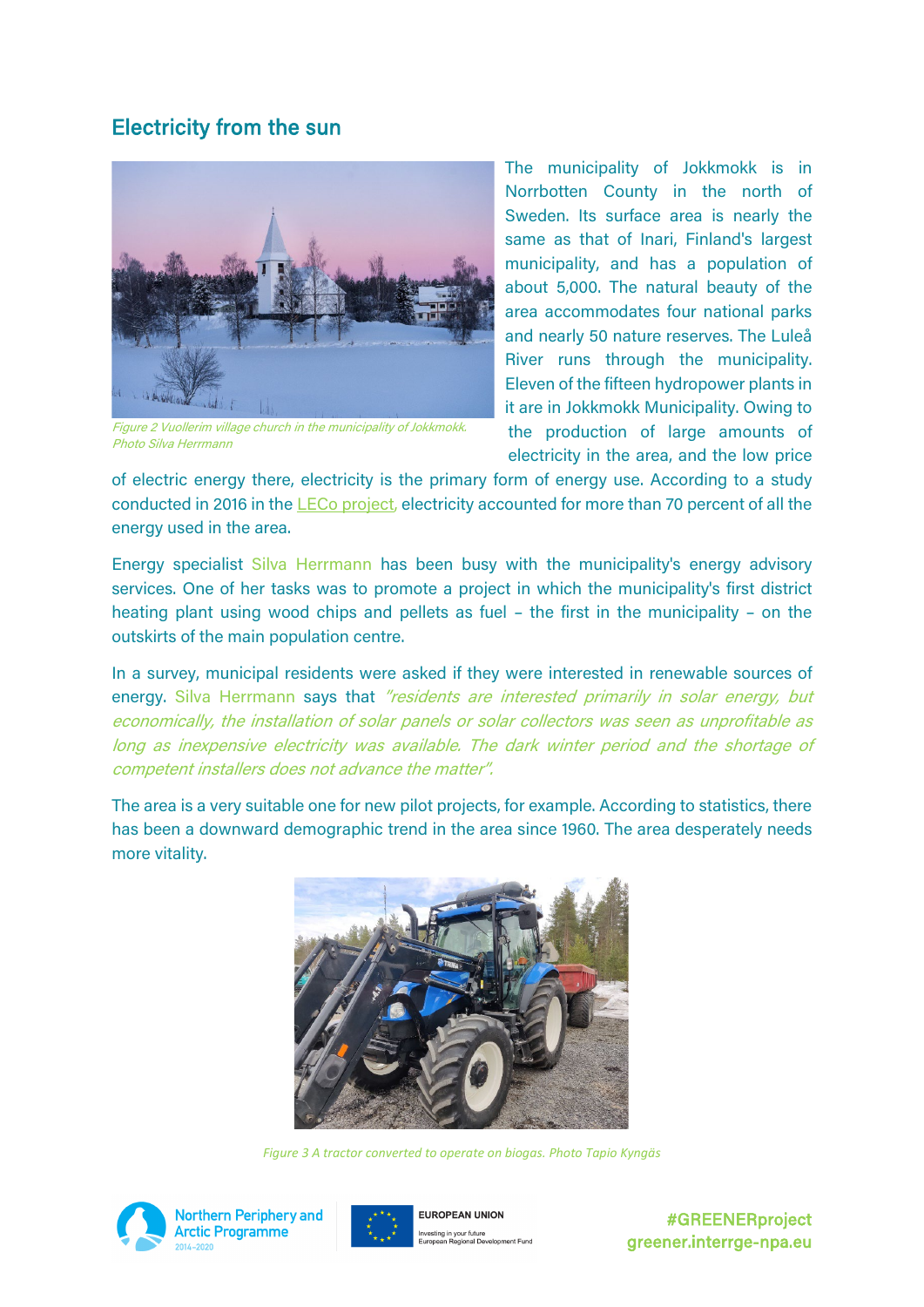## Electricity from the sun

Figure 2 Vuollerim village church in the municipality of Jokkmokk. Photo Silva Herrmann

The municipality of Jokkmokk is in Norrbotten County in the north of Sweden. Its surface area is nearly the same as that of Inari, Finland's largest municipality, and has a population of about 5,000. The natural beauty of the area accommodates four national parks and nearly 50 nature reserves. The Luleå River runs through the municipality. Eleven of the fifteen hydropower plants in it are in Jokkmokk Municipality. Owing to the production of large amounts of electricity in the area, and the low price of electric energy there, electricity is the primary form of energy use. According to a study conducted in 2016 in the LECo project, electricity accounted for more than 70 percent of all the energy used in the area.

Energy specialist Silva Herrmann has been busy with the municipality's energy advisory services. One of her tasks was to promote a project in which the municipality's first district heating plant using wood chips and pellets as fuel – the first in the municipality – on the outskirts of the main population centre.

In a survey, municipal residents were asked if they were interested in renewable sources of energy. Silva Herrmann says that *"residents are interested primarily in solar energy, but economically, the installation of solar panels or solar collectors was seen as unprofitable as long as inexpensive electricity was available. The dark winter period and the shortage of competent installers does not advance the matter".*

The area is a very suitable one for new pilot projects, for example. According to statistics, there has been a downward demographic trend in the area since 1960. The area desperately needs more vitality.

*Figure 3 A tractor converted to operate on biogas. Photo Tapio Kyngäs*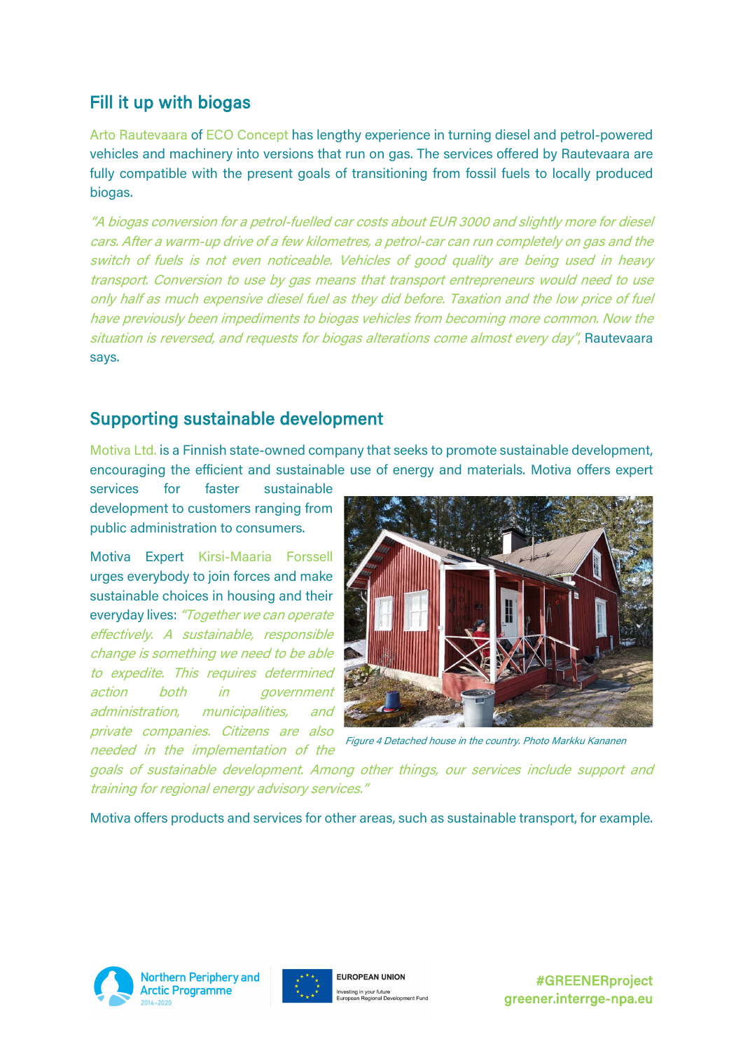## Fill it up with biogas

Arto Rautevaara of ECO Concept has lengthy experience in turning diesel and petrol-powered vehicles and machinery into versions that run on gas. The services offered by Rautevaara are fully compatible with the present goals of transitioning from fossil fuels to locally produced biogas.

*"A biogas conversion for a petrol-fuelled car costs about EUR 3000 and slightly more for diesel cars. After a warm-up drive of a few kilometres, a petrol-car can run completely on gas and the switch of fuels is not even noticeable. Vehicles of good quality are being used in heavy transport. Conversion to use by gas means that transport entrepreneurs would need to use only half as much expensive diesel fuel as they did before. Taxation and the low price of fuel have previously been impediments to biogas vehicles from becoming more common. Now the situation is reversed, and requests for biogas alterations come almost every day",* Rautevaara says.

## Supporting sustainable development

Motiva Ltd. is a Finnish state-owned company that seeks to promote sustainable development, encouraging the efficient and sustainable use of energy and materials. Motiva offers expert services for faster sustainable development to customers ranging from public administration to consumers.

Motiva Expert Kirsi-Maaria Forssell urges everybody to join forces and make sustainable choices in housing and their everyday lives: *"Together we can operate effectively. A sustainable, responsible change is something we need to be able to expedite. This requires determined action both in government administration, municipalities, and private companies. Citizens are also needed in the implementation of the goals of sustainable development. Among other things, our services include support and training for regional energy advisory services."*

*Figure 4 Detached house in the country. Photo Markku Kananen*

Motiva offers products and services for other areas, such as sustainable transport, for example.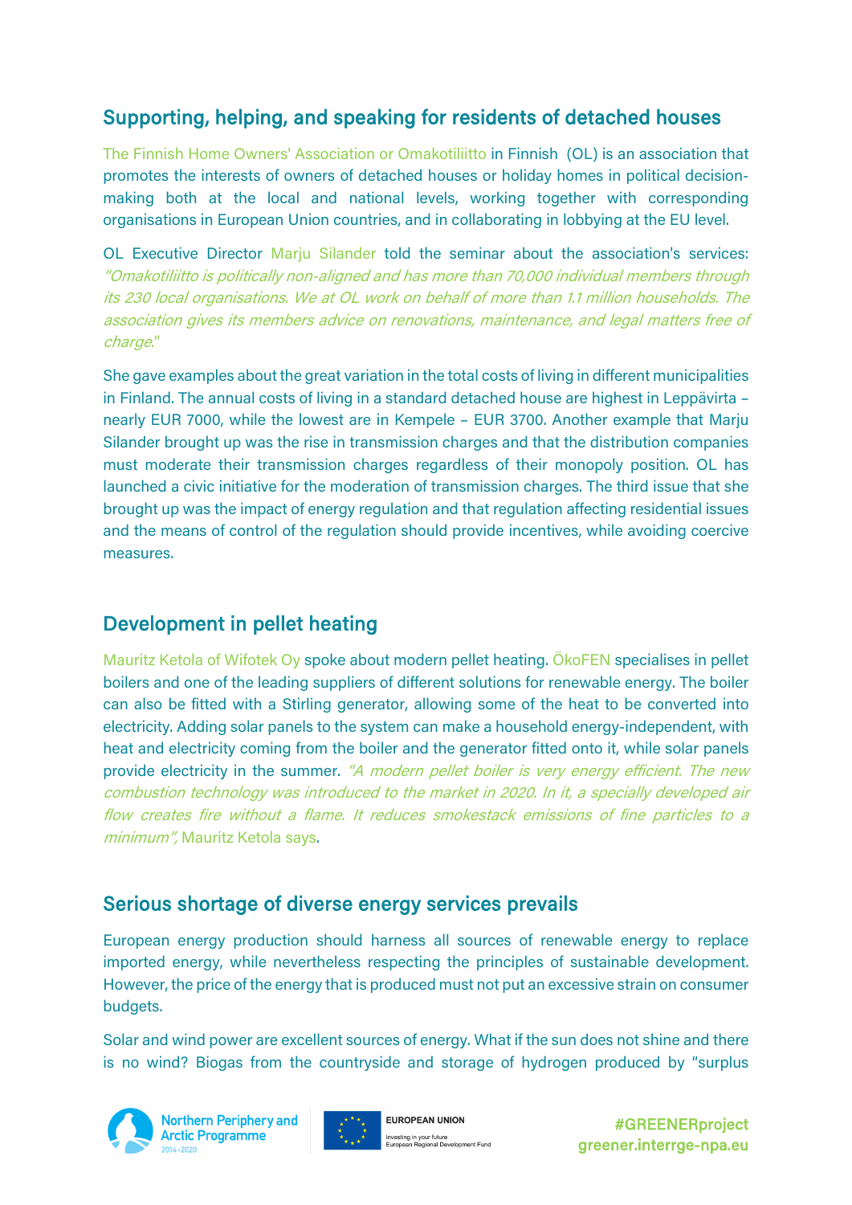## Supporting, helping, and speaking for residents of detached houses

The Finnish Home Owners' Association or Omakotiliitto in Finnish (OL) is an association that promotes the interests of owners of detached houses or holiday homes in political decision-making both at the local and national levels, working together with corresponding organisations in European Union countries, and in collaborating in lobbying at the EU level.

OL Executive Director Marju Silander told the seminar about the association's services: *"Omakotiliitto is politically non-aligned and has more than 70,000 individual members through its 230 local organisations. We at OL work on behalf of more than 1.1 million households. The association gives its members advice on renovations, maintenance, and legal matters free of charge."*

She gave examples about the great variation in the total costs of living in different municipalities in Finland. The annual costs of living in a standard detached house are highest in Leppävirta – nearly EUR 7000, while the lowest are in Kempele – EUR 3700. Another example that Marju Silander brought up was the rise in transmission charges and that the distribution companies must moderate their transmission charges regardless of their monopoly position. OL has launched a civic initiative for the moderation of transmission charges. The third issue that she brought up was the impact of energy regulation and that regulation affecting residential issues and the means of control of the regulation should provide incentives, while avoiding coercive measures.

## Development in pellet heating

Mauritz Ketola of Wifotek Oy spoke about modern pellet heating. ÖkoFEN specialises in pellet boilers and one of the leading suppliers of different solutions for renewable energy. The boiler can also be fitted with a Stirling generator, allowing some of the heat to be converted into electricity. Adding solar panels to the system can make a household energy-independent, with heat and electricity coming from the boiler and the generator fitted onto it, while solar panels provide electricity in the summer. *"A modern pellet boiler is very energy efficient. The new combustion technology was introduced to the market in 2020. In it, a specially developed air flow creates fire without a flame. It reduces smokestack emissions of fine particles to a minimum"*, Mauritz Ketola says.

## Serious shortage of diverse energy services prevails

European energy production should harness all sources of renewable energy to replace imported energy, while nevertheless respecting the principles of sustainable development. However, the price of the energy that is produced must not put an excessive strain on consumer budgets.

Solar and wind power are excellent sources of energy. What if the sun does not shine and there is no wind? Biogas from the countryside and storage of hydrogen produced by "surplus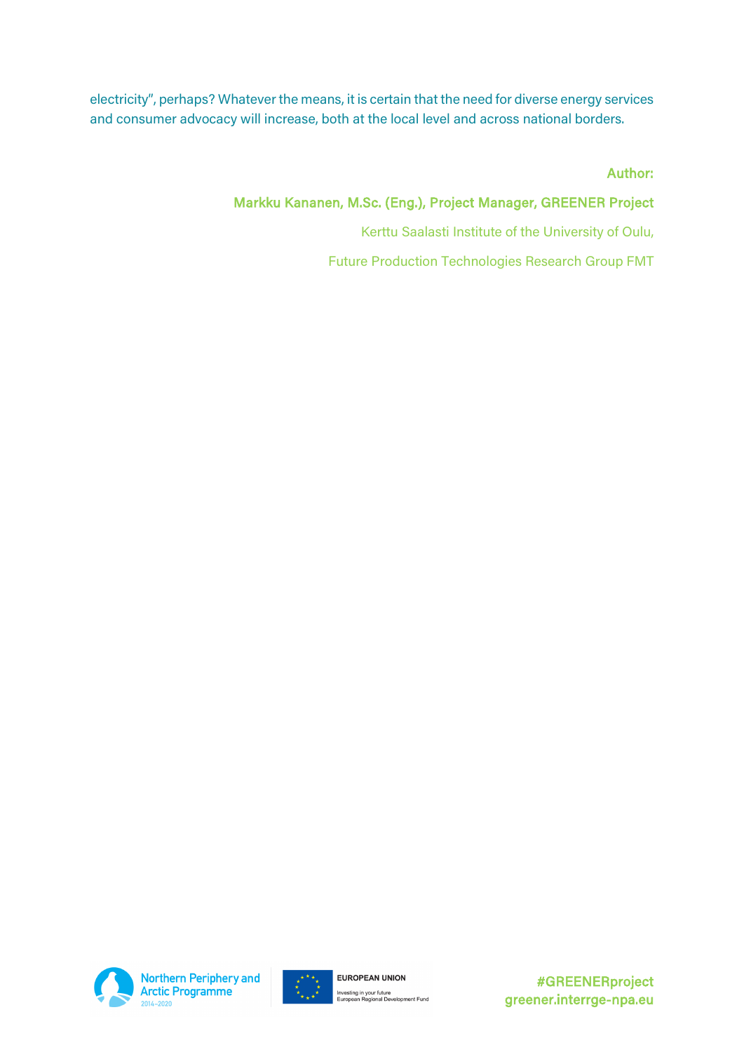electricity", perhaps? Whatever the means, it is certain that the need for diverse energy services and consumer advocacy will increase, both at the local level and across national borders.

**Author:**

**Markku Kananen, M.Sc. (Eng.), Project Manager, GREENER Project**

Kerttu Saalasti Institute of the University of Oulu,

Future Production Technologies Research Group FMT